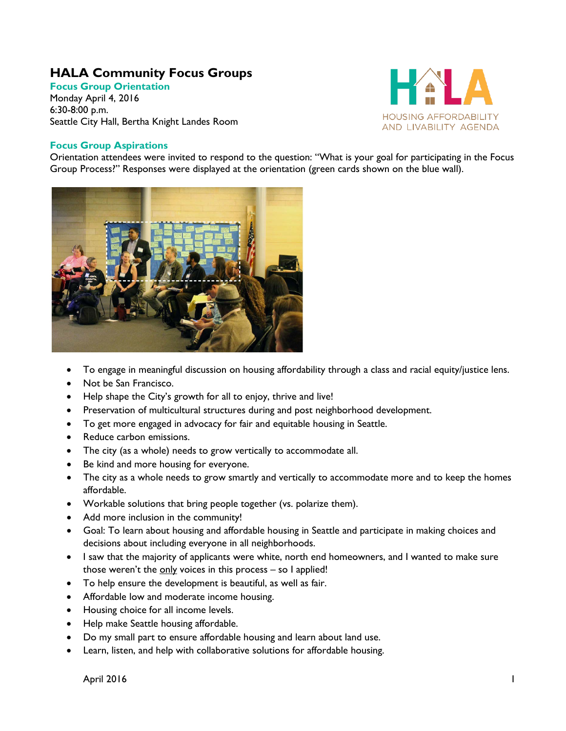# HALA Community Focus Groups

## Focus Group Orientation

Monday April 4, 2016
6:30-8:00 p.m.
Seattle City Hall, Bertha Knight Landes Room

## Focus Group Aspirations

Orientation attendees were invited to respond to the question: "What is your goal for participating in the Focus Group Process?" Responses were displayed at the orientation (green cards shown on the blue wall).

- To engage in meaningful discussion on housing affordability through a class and racial equity/justice lens.
- Not be San Francisco.
- Help shape the City's growth for all to enjoy, thrive and live!
- Preservation of multicultural structures during and post neighborhood development.
- To get more engaged in advocacy for fair and equitable housing in Seattle.
- Reduce carbon emissions.
- The city (as a whole) needs to grow vertically to accommodate all.
- Be kind and more housing for everyone.
- The city as a whole needs to grow smartly and vertically to accommodate more and to keep the homes affordable.
- Workable solutions that bring people together (vs. polarize them).
- Add more inclusion in the community!
- Goal: To learn about housing and affordable housing in Seattle and participate in making choices and decisions about including everyone in all neighborhoods.
- I saw that the majority of applicants were white, north end homeowners, and I wanted to make sure those weren't the <u>only</u> voices in this process – so I applied!
- To help ensure the development is beautiful, as well as fair.
- Affordable low and moderate income housing.
- Housing choice for all income levels.
- Help make Seattle housing affordable.
- Do my small part to ensure affordable housing and learn about land use.
- Learn, listen, and help with collaborative solutions for affordable housing.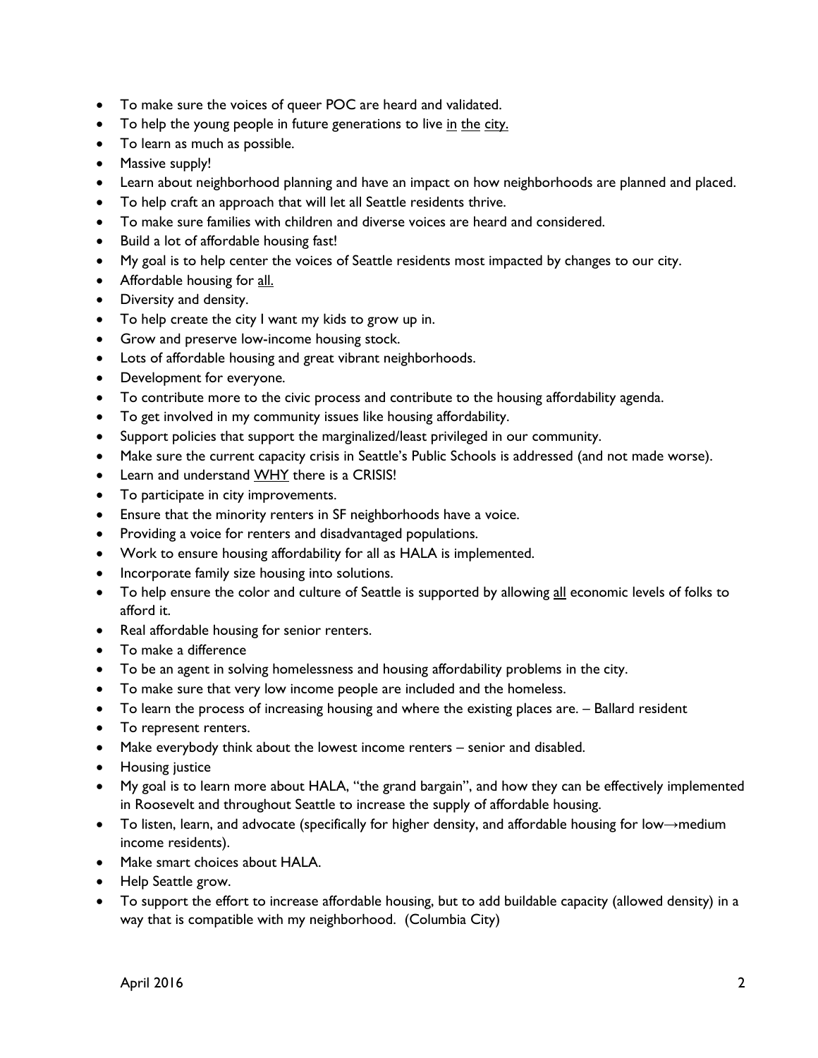- To make sure the voices of queer POC are heard and validated.
- To help the young people in future generations to live <u>in</u> <u>the</u> <u>city.</u>
- To learn as much as possible.
- Massive supply!
- Learn about neighborhood planning and have an impact on how neighborhoods are planned and placed.
- To help craft an approach that will let all Seattle residents thrive.
- To make sure families with children and diverse voices are heard and considered.
- Build a lot of affordable housing fast!
- My goal is to help center the voices of Seattle residents most impacted by changes to our city.
- Affordable housing for <u>all.</u>
- Diversity and density.
- To help create the city I want my kids to grow up in.
- Grow and preserve low-income housing stock.
- Lots of affordable housing and great vibrant neighborhoods.
- Development for everyone.
- To contribute more to the civic process and contribute to the housing affordability agenda.
- To get involved in my community issues like housing affordability.
- Support policies that support the marginalized/least privileged in our community.
- Make sure the current capacity crisis in Seattle's Public Schools is addressed (and not made worse).
- Learn and understand <u>WHY</u> there is a CRISIS!
- To participate in city improvements.
- Ensure that the minority renters in SF neighborhoods have a voice.
- Providing a voice for renters and disadvantaged populations.
- Work to ensure housing affordability for all as HALA is implemented.
- Incorporate family size housing into solutions.
- To help ensure the color and culture of Seattle is supported by allowing <u>all</u> economic levels of folks to afford it.
- Real affordable housing for senior renters.
- To make a difference
- To be an agent in solving homelessness and housing affordability problems in the city.
- To make sure that very low income people are included and the homeless.
- To learn the process of increasing housing and where the existing places are. – Ballard resident
- To represent renters.
- Make everybody think about the lowest income renters – senior and disabled.
- Housing justice
- My goal is to learn more about HALA, "the grand bargain", and how they can be effectively implemented in Roosevelt and throughout Seattle to increase the supply of affordable housing.
- To listen, learn, and advocate (specifically for higher density, and affordable housing for low→medium income residents).
- Make smart choices about HALA.
- Help Seattle grow.
- To support the effort to increase affordable housing, but to add buildable capacity (allowed density) in a way that is compatible with my neighborhood. (Columbia City)